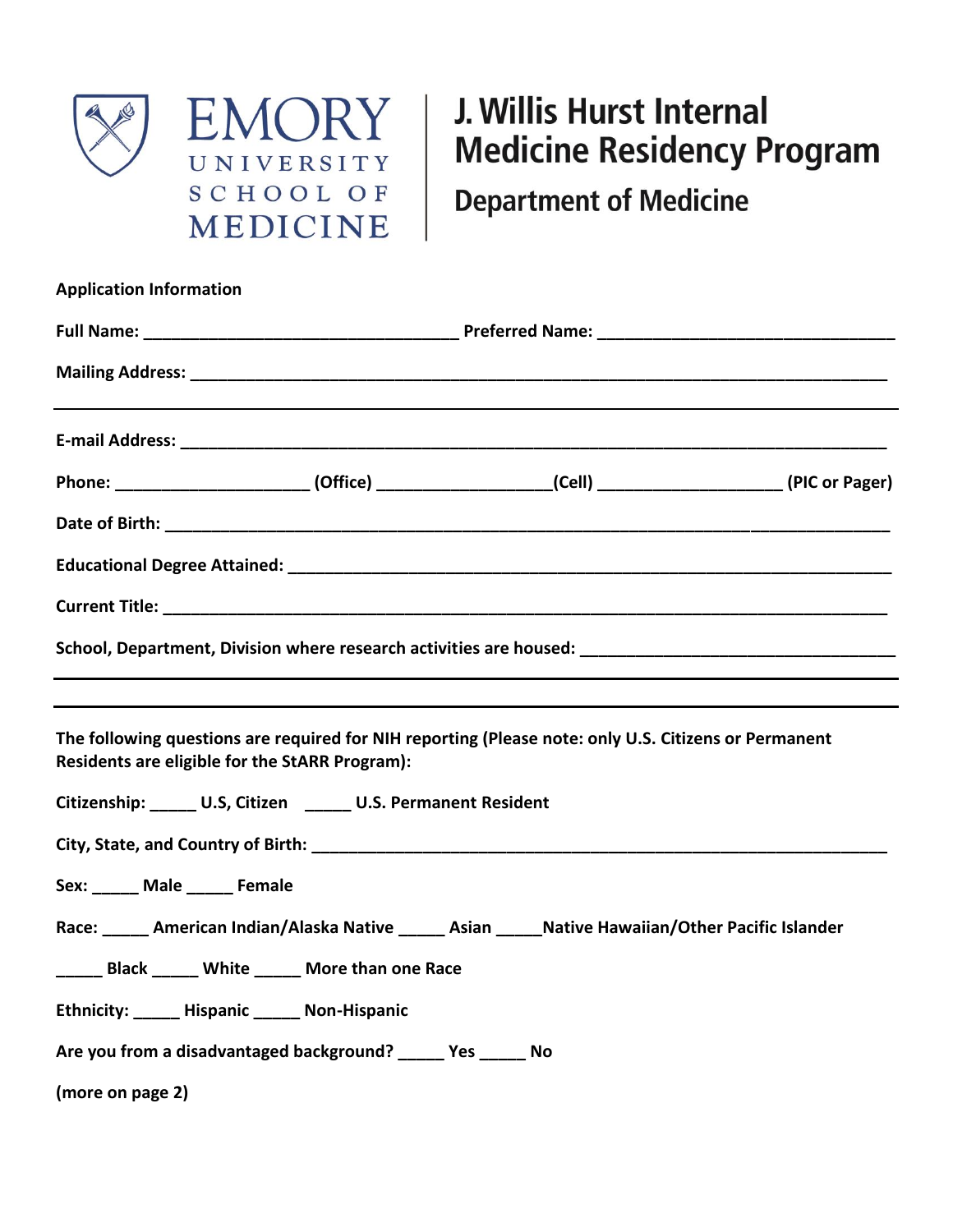# EMORY UNIVERSITY SCHOOL OF MEDICINE

# J. Willis Hurst Internal Medicine Residency Program

## Department of Medicine

**Application Information**

**Full Name:** ___________________________________ **Preferred Name:** _________________________________

**Mailing Address:** ___________________________________________________________________________

___________________________________________________________________________________________

**E-mail Address:** _____________________________________________________________________________

**Phone:** _____________________ **(Office)** ___________________ **(Cell)** ____________________ **(PIC or Pager)**

**Date of Birth:** _______________________________________________________________________________

**Educational Degree Attained:** __________________________________________________________________

**Current Title:** _______________________________________________________________________________

**School, Department, Division where research activities are housed:** ___________________________________

___________________________________________________________________________________________

___________________________________________________________________________________________

**The following questions are required for NIH reporting (Please note: only U.S. Citizens or Permanent Residents are eligible for the StARR Program):**

**Citizenship:** _____ **U.S, Citizen** _____ **U.S. Permanent Resident**

**City, State, and Country of Birth:** ______________________________________________________________

**Sex:** _____ **Male** _____ **Female**

**Race:** _____ **American Indian/Alaska Native** _____ **Asian** _____ **Native Hawaiian/Other Pacific Islander**

_____ **Black** _____ **White** _____ **More than one Race**

**Ethnicity:** _____ **Hispanic** _____ **Non-Hispanic**

**Are you from a disadvantaged background?** _____ **Yes** _____ **No**

**(more on page 2)**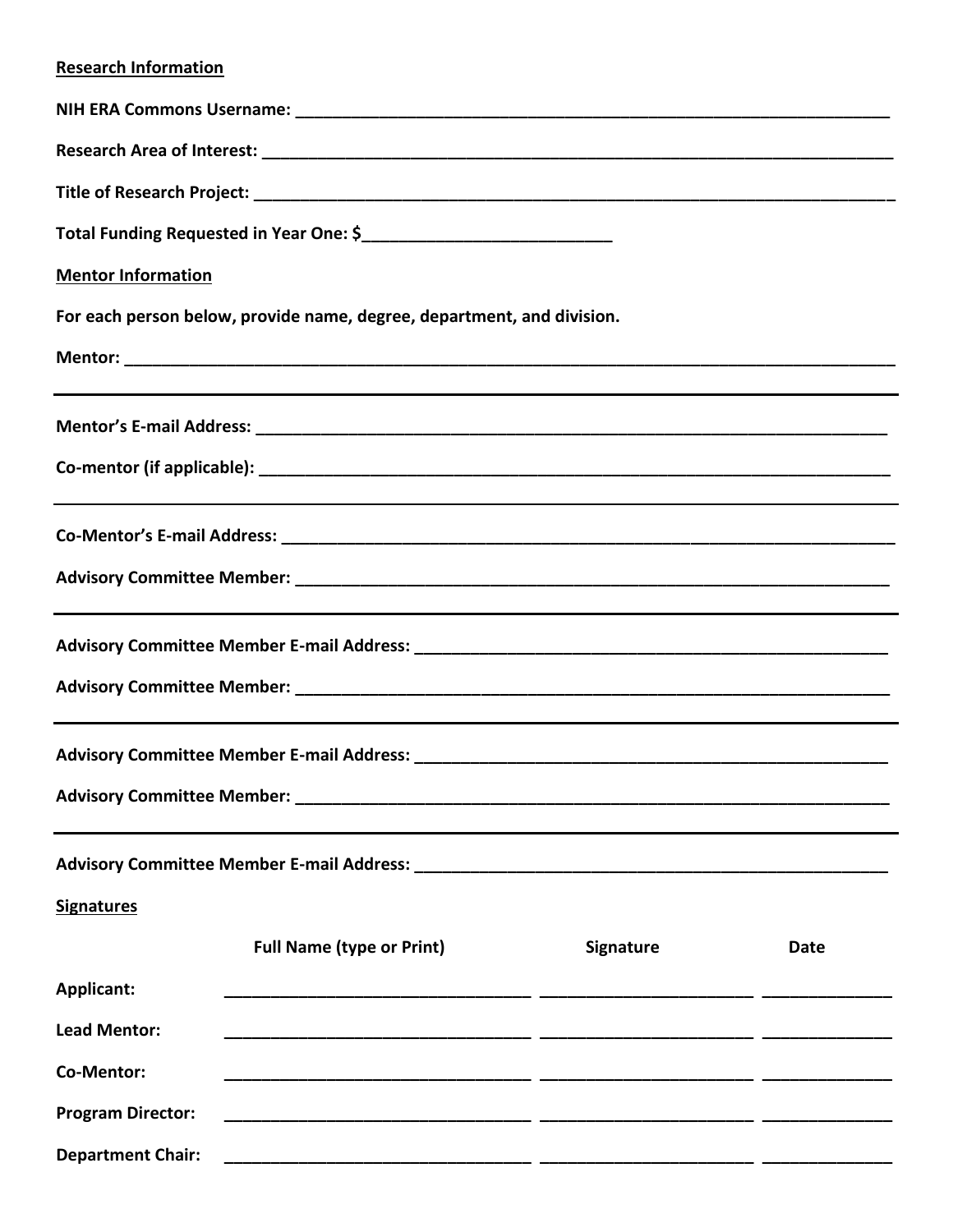**Research Information**

**NIH ERA Commons Username:** ______________________________________________________________

**Research Area of Interest:** ________________________________________________________________

**Title of Research Project:** ________________________________________________________________

**Total Funding Requested in Year One:** $__________________________

**Mentor Information**

**For each person below, provide name, degree, department, and division.**

**Mentor:** ______________________________________________________________________________

______________________________________________________________________________________

**Mentor's E-mail Address:** _________________________________________________________________

**Co-mentor (if applicable):** ________________________________________________________________

______________________________________________________________________________________

**Co-Mentor's E-mail Address:** ______________________________________________________________

**Advisory Committee Member:** ______________________________________________________________

______________________________________________________________________________________

**Advisory Committee Member E-mail Address:** ________________________________________________

**Advisory Committee Member:** ______________________________________________________________

______________________________________________________________________________________

**Advisory Committee Member E-mail Address:** ________________________________________________

**Advisory Committee Member:** ______________________________________________________________

______________________________________________________________________________________

**Advisory Committee Member E-mail Address:** ________________________________________________

**Signatures**

| | Full Name (type or Print) | Signature | Date |
| --- | --- | --- | --- |
| **Applicant:** | ______________________________ | ______________________ | _____________ |
| **Lead Mentor:** | ______________________________ | ______________________ | _____________ |
| **Co-Mentor:** | ______________________________ | ______________________ | _____________ |
| **Program Director:** | ______________________________ | ______________________ | _____________ |
| **Department Chair:** | ______________________________ | ______________________ | _____________ |